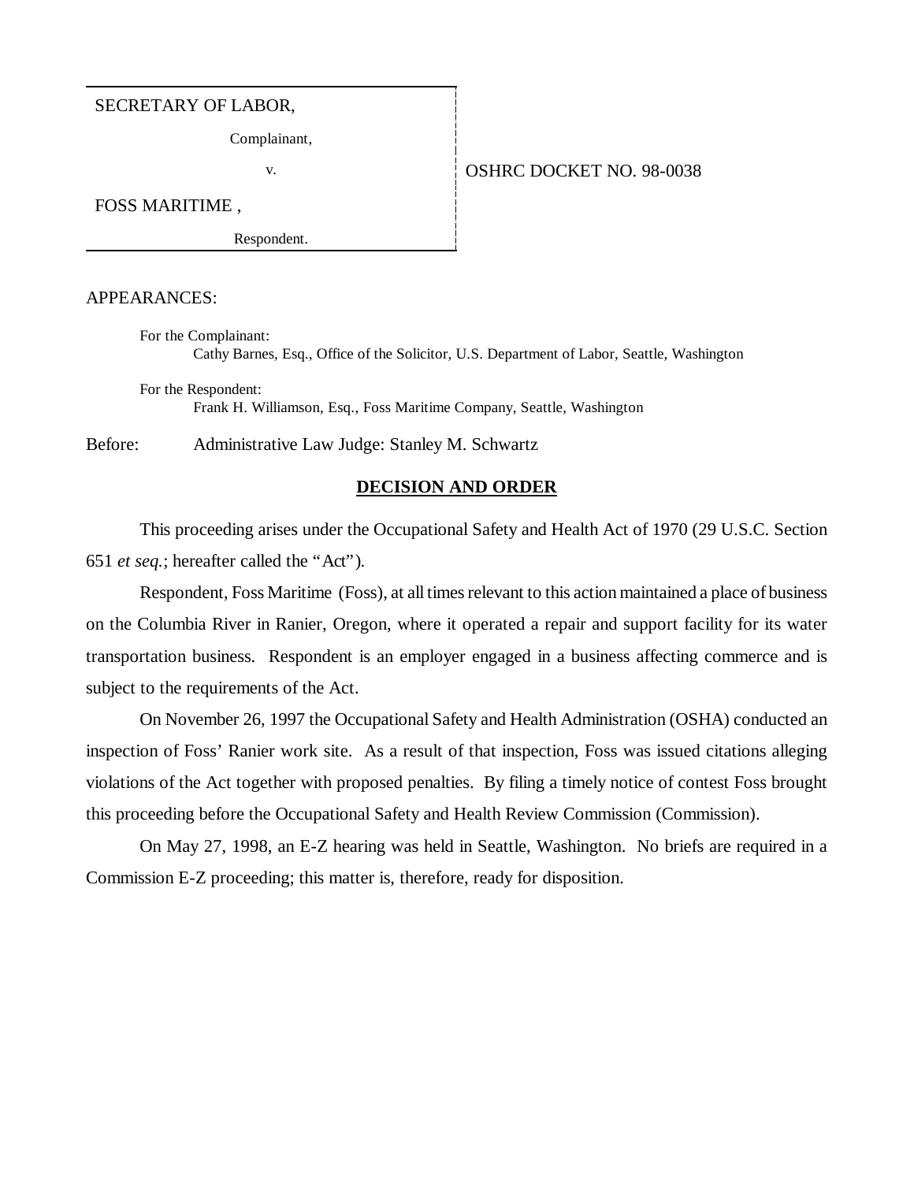SECRETARY OF LABOR,

Complainant,

v.

FOSS MARITIME ,

Respondent.

OSHRC DOCKET NO. 98-0038

APPEARANCES:

For the Complainant:
Cathy Barnes, Esq., Office of the Solicitor, U.S. Department of Labor, Seattle, Washington

For the Respondent:
Frank H. Williamson, Esq., Foss Maritime Company, Seattle, Washington

Before: Administrative Law Judge: Stanley M. Schwartz

## DECISION AND ORDER

This proceeding arises under the Occupational Safety and Health Act of 1970 (29 U.S.C. Section 651 *et seq.*; hereafter called the "Act").

Respondent, Foss Maritime (Foss), at all times relevant to this action maintained a place of business on the Columbia River in Ranier, Oregon, where it operated a repair and support facility for its water transportation business. Respondent is an employer engaged in a business affecting commerce and is subject to the requirements of the Act.

On November 26, 1997 the Occupational Safety and Health Administration (OSHA) conducted an inspection of Foss' Ranier work site. As a result of that inspection, Foss was issued citations alleging violations of the Act together with proposed penalties. By filing a timely notice of contest Foss brought this proceeding before the Occupational Safety and Health Review Commission (Commission).

On May 27, 1998, an E-Z hearing was held in Seattle, Washington. No briefs are required in a Commission E-Z proceeding; this matter is, therefore, ready for disposition.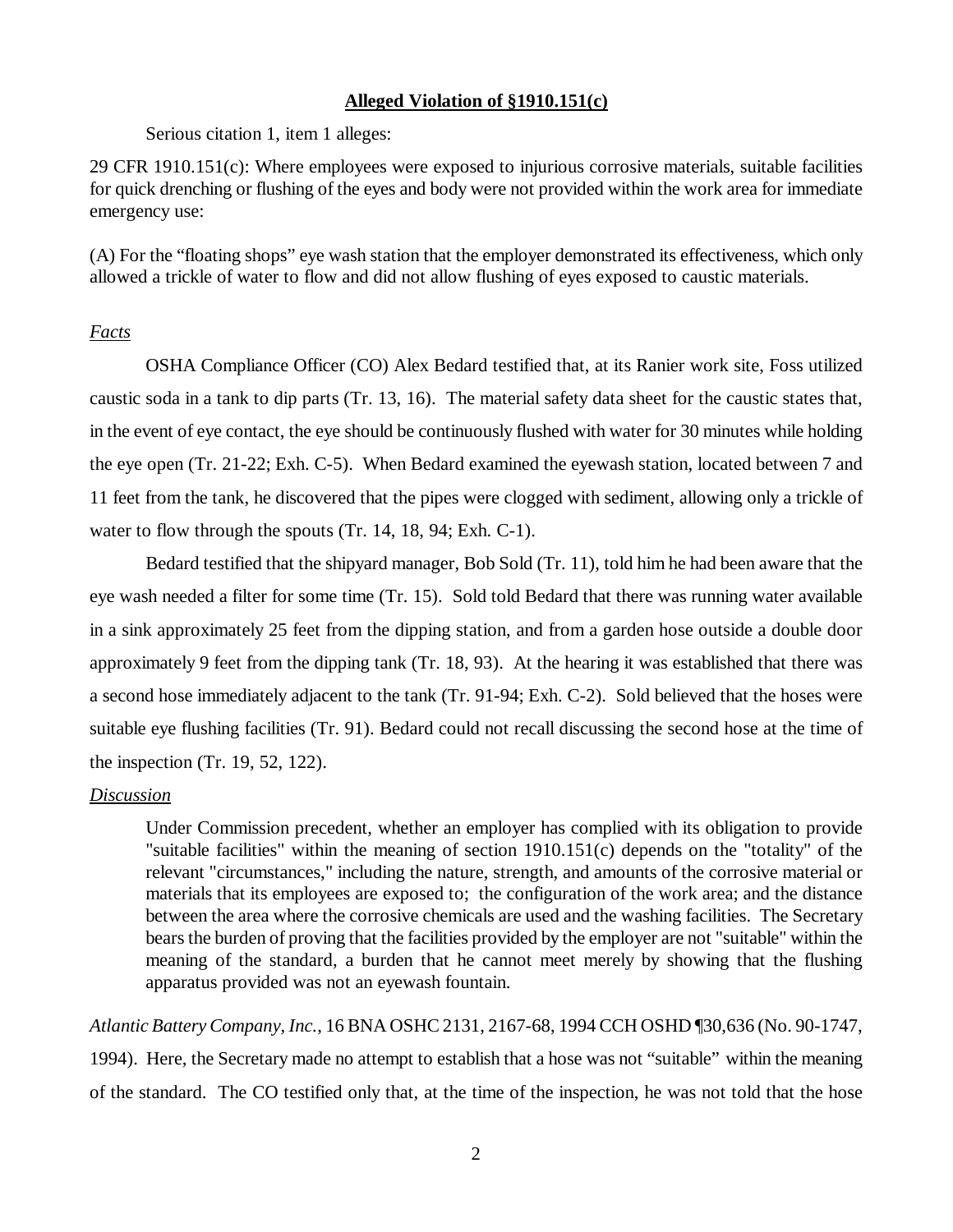**Alleged Violation of §1910.151(c)**

Serious citation 1, item 1 alleges:

29 CFR 1910.151(c): Where employees were exposed to injurious corrosive materials, suitable facilities for quick drenching or flushing of the eyes and body were not provided within the work area for immediate emergency use:

(A) For the "floating shops" eye wash station that the employer demonstrated its effectiveness, which only allowed a trickle of water to flow and did not allow flushing of eyes exposed to caustic materials.

*Facts*

OSHA Compliance Officer (CO) Alex Bedard testified that, at its Ranier work site, Foss utilized caustic soda in a tank to dip parts (Tr. 13, 16). The material safety data sheet for the caustic states that, in the event of eye contact, the eye should be continuously flushed with water for 30 minutes while holding the eye open (Tr. 21-22; Exh. C-5). When Bedard examined the eyewash station, located between 7 and 11 feet from the tank, he discovered that the pipes were clogged with sediment, allowing only a trickle of water to flow through the spouts (Tr. 14, 18, 94; Exh. C-1).

Bedard testified that the shipyard manager, Bob Sold (Tr. 11), told him he had been aware that the eye wash needed a filter for some time (Tr. 15). Sold told Bedard that there was running water available in a sink approximately 25 feet from the dipping station, and from a garden hose outside a double door approximately 9 feet from the dipping tank (Tr. 18, 93). At the hearing it was established that there was a second hose immediately adjacent to the tank (Tr. 91-94; Exh. C-2). Sold believed that the hoses were suitable eye flushing facilities (Tr. 91). Bedard could not recall discussing the second hose at the time of the inspection (Tr. 19, 52, 122).

*Discussion*

> Under Commission precedent, whether an employer has complied with its obligation to provide "suitable facilities" within the meaning of section 1910.151(c) depends on the "totality" of the relevant "circumstances," including the nature, strength, and amounts of the corrosive material or materials that its employees are exposed to; the configuration of the work area; and the distance between the area where the corrosive chemicals are used and the washing facilities. The Secretary bears the burden of proving that the facilities provided by the employer are not "suitable" within the meaning of the standard, a burden that he cannot meet merely by showing that the flushing apparatus provided was not an eyewash fountain.

*Atlantic Battery Company, Inc.*, 16 BNA OSHC 2131, 2167-68, 1994 CCH OSHD ¶30,636 (No. 90-1747, 1994). Here, the Secretary made no attempt to establish that a hose was not "suitable" within the meaning of the standard. The CO testified only that, at the time of the inspection, he was not told that the hose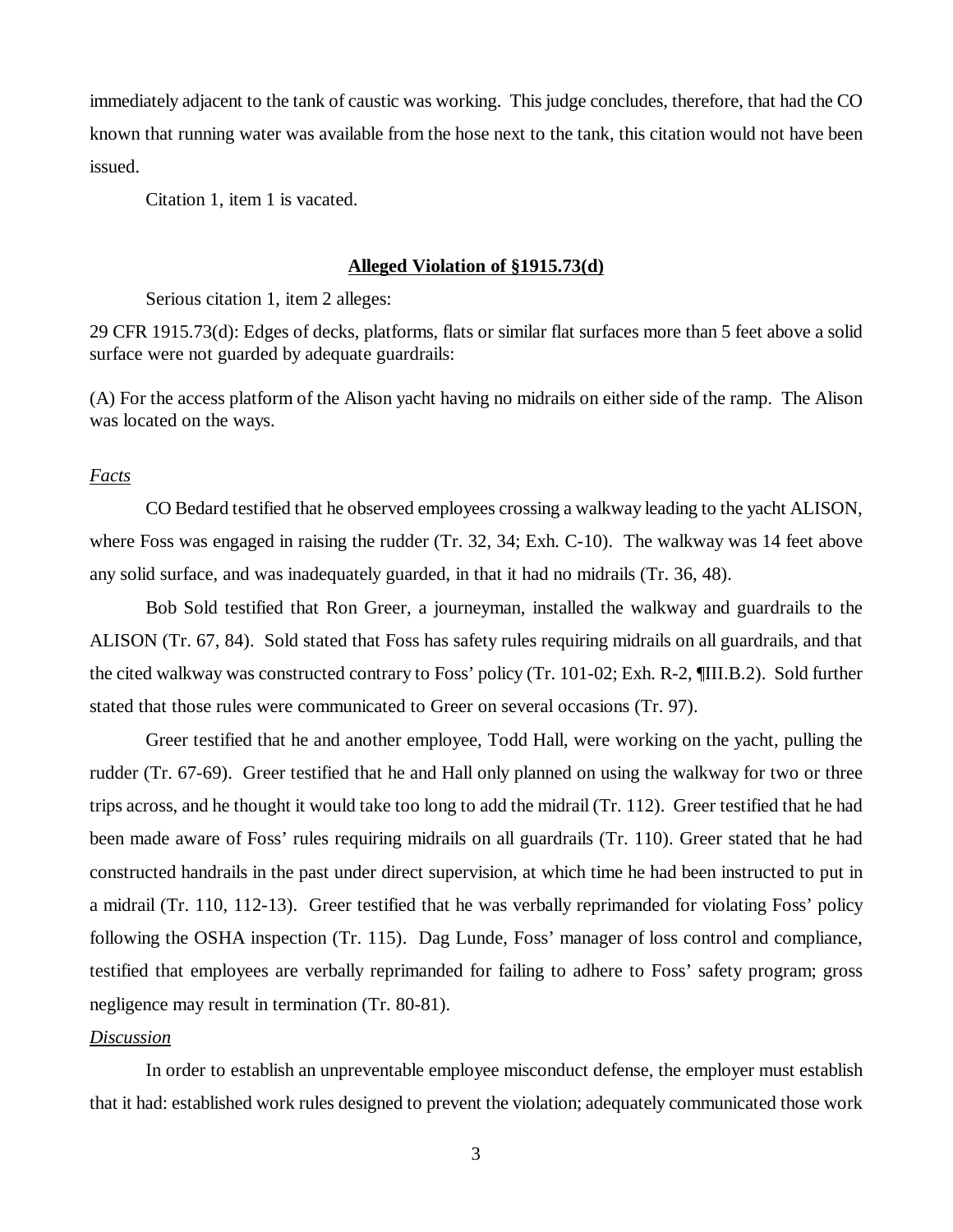immediately adjacent to the tank of caustic was working. This judge concludes, therefore, that had the CO known that running water was available from the hose next to the tank, this citation would not have been issued.

Citation 1, item 1 is vacated.

## **Alleged Violation of §1915.73(d)**

Serious citation 1, item 2 alleges:

29 CFR 1915.73(d): Edges of decks, platforms, flats or similar flat surfaces more than 5 feet above a solid surface were not guarded by adequate guardrails:

(A) For the access platform of the Alison yacht having no midrails on either side of the ramp. The Alison was located on the ways.

*Facts*

CO Bedard testified that he observed employees crossing a walkway leading to the yacht ALISON, where Foss was engaged in raising the rudder (Tr. 32, 34; Exh. C-10). The walkway was 14 feet above any solid surface, and was inadequately guarded, in that it had no midrails (Tr. 36, 48).

Bob Sold testified that Ron Greer, a journeyman, installed the walkway and guardrails to the ALISON (Tr. 67, 84). Sold stated that Foss has safety rules requiring midrails on all guardrails, and that the cited walkway was constructed contrary to Foss' policy (Tr. 101-02; Exh. R-2, ¶III.B.2). Sold further stated that those rules were communicated to Greer on several occasions (Tr. 97).

Greer testified that he and another employee, Todd Hall, were working on the yacht, pulling the rudder (Tr. 67-69). Greer testified that he and Hall only planned on using the walkway for two or three trips across, and he thought it would take too long to add the midrail (Tr. 112). Greer testified that he had been made aware of Foss' rules requiring midrails on all guardrails (Tr. 110). Greer stated that he had constructed handrails in the past under direct supervision, at which time he had been instructed to put in a midrail (Tr. 110, 112-13). Greer testified that he was verbally reprimanded for violating Foss' policy following the OSHA inspection (Tr. 115). Dag Lunde, Foss' manager of loss control and compliance, testified that employees are verbally reprimanded for failing to adhere to Foss' safety program; gross negligence may result in termination (Tr. 80-81).

*Discussion*

In order to establish an unpreventable employee misconduct defense, the employer must establish that it had: established work rules designed to prevent the violation; adequately communicated those work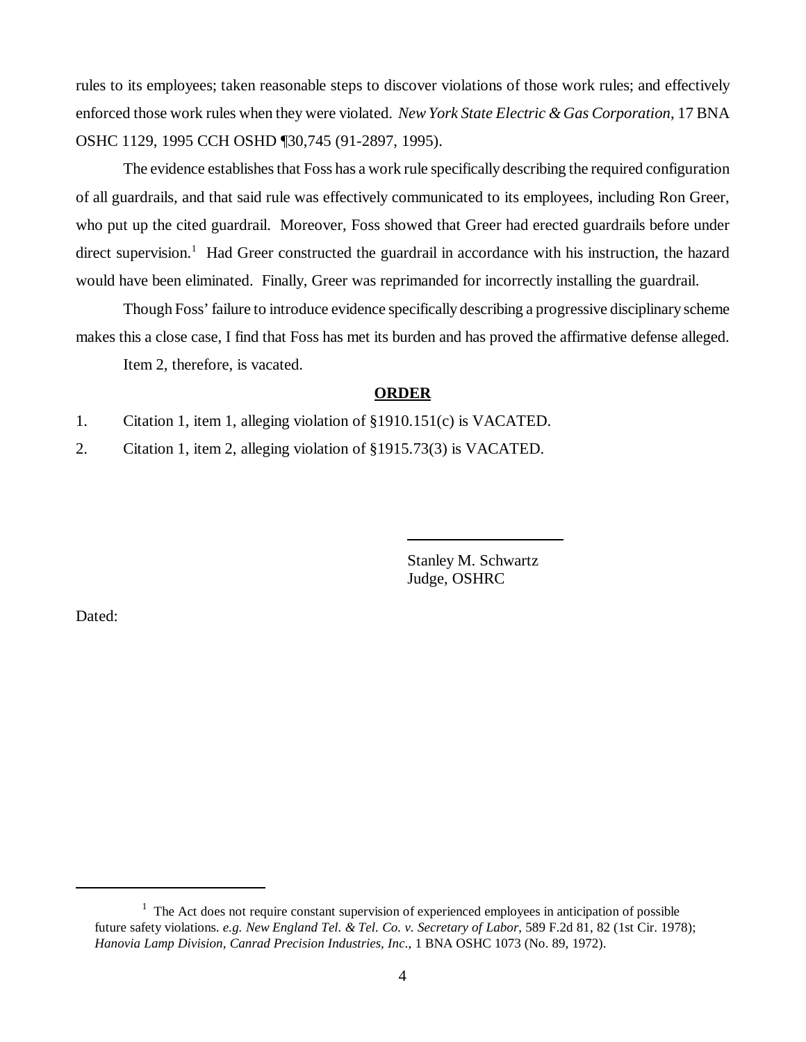rules to its employees; taken reasonable steps to discover violations of those work rules; and effectively enforced those work rules when they were violated. *New York State Electric & Gas Corporation*, 17 BNA OSHC 1129, 1995 CCH OSHD ¶30,745 (91-2897, 1995).

The evidence establishes that Foss has a work rule specifically describing the required configuration of all guardrails, and that said rule was effectively communicated to its employees, including Ron Greer, who put up the cited guardrail. Moreover, Foss showed that Greer had erected guardrails before under direct supervision.[1] Had Greer constructed the guardrail in accordance with his instruction, the hazard would have been eliminated. Finally, Greer was reprimanded for incorrectly installing the guardrail.

Though Foss' failure to introduce evidence specifically describing a progressive disciplinary scheme makes this a close case, I find that Foss has met its burden and has proved the affirmative defense alleged.

Item 2, therefore, is vacated.

## ORDER

1. Citation 1, item 1, alleging violation of §1910.151(c) is VACATED.
2. Citation 1, item 2, alleging violation of §1915.73(3) is VACATED.

Stanley M. Schwartz
Judge, OSHRC

Dated:

---

[1] The Act does not require constant supervision of experienced employees in anticipation of possible future safety violations. *e.g. New England Tel. & Tel. Co. v. Secretary of Labor*, 589 F.2d 81, 82 (1st Cir. 1978); *Hanovia Lamp Division, Canrad Precision Industries, Inc.*, 1 BNA OSHC 1073 (No. 89, 1972).